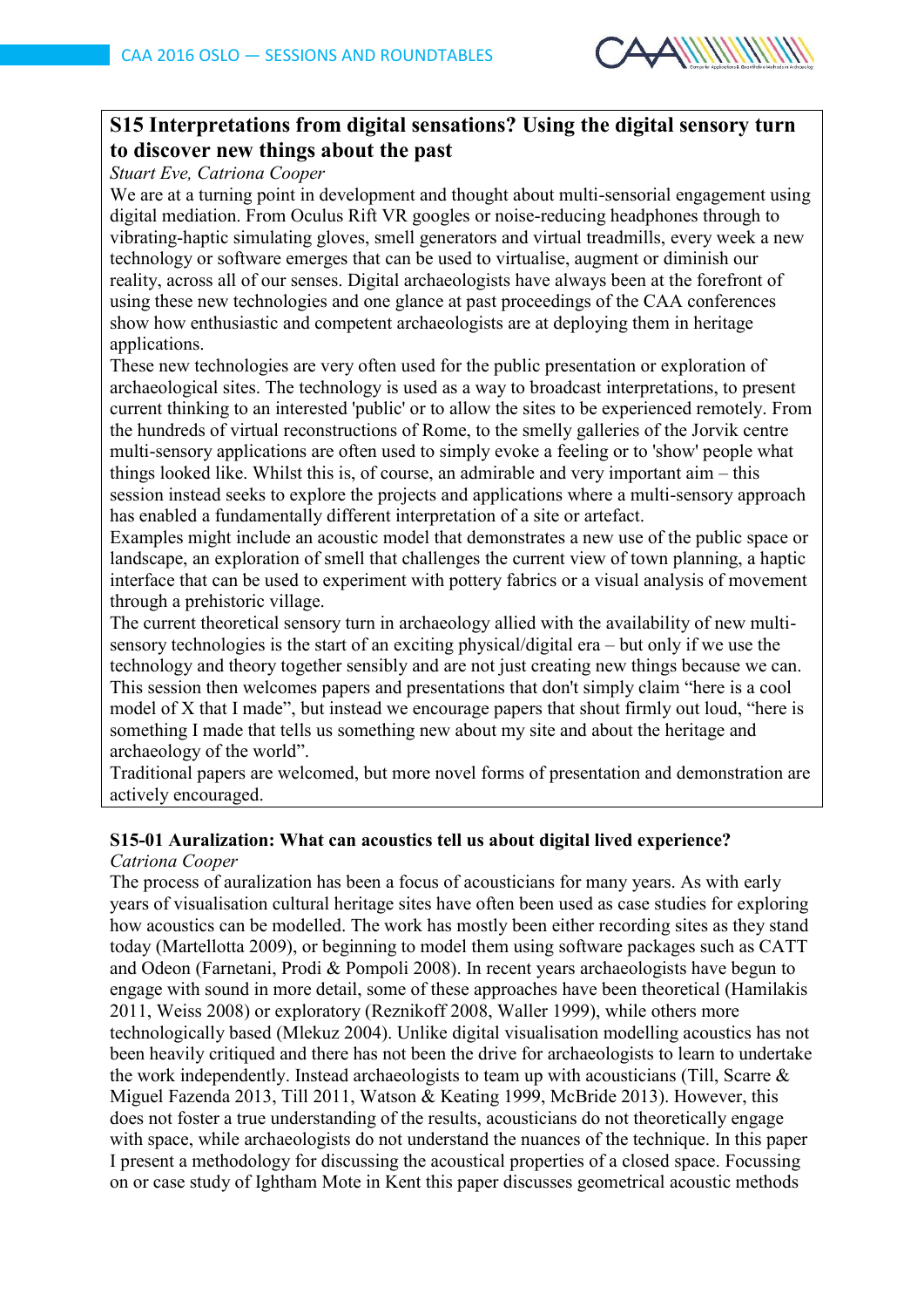## S15 Interpretations from digital sensations? Using the digital sensory turn to discover new things about the past

*Stuart Eve, Catriona Cooper*

We are at a turning point in development and thought about multi-sensorial engagement using digital mediation. From Oculus Rift VR googles or noise-reducing headphones through to vibrating-haptic simulating gloves, smell generators and virtual treadmills, every week a new technology or software emerges that can be used to virtualise, augment or diminish our reality, across all of our senses. Digital archaeologists have always been at the forefront of using these new technologies and one glance at past proceedings of the CAA conferences show how enthusiastic and competent archaeologists are at deploying them in heritage applications.

These new technologies are very often used for the public presentation or exploration of archaeological sites. The technology is used as a way to broadcast interpretations, to present current thinking to an interested 'public' or to allow the sites to be experienced remotely. From the hundreds of virtual reconstructions of Rome, to the smelly galleries of the Jorvik centre multi-sensory applications are often used to simply evoke a feeling or to 'show' people what things looked like. Whilst this is, of course, an admirable and very important aim – this session instead seeks to explore the projects and applications where a multi-sensory approach has enabled a fundamentally different interpretation of a site or artefact.

Examples might include an acoustic model that demonstrates a new use of the public space or landscape, an exploration of smell that challenges the current view of town planning, a haptic interface that can be used to experiment with pottery fabrics or a visual analysis of movement through a prehistoric village.

The current theoretical sensory turn in archaeology allied with the availability of new multi-sensory technologies is the start of an exciting physical/digital era – but only if we use the technology and theory together sensibly and are not just creating new things because we can. This session then welcomes papers and presentations that don't simply claim "here is a cool model of X that I made", but instead we encourage papers that shout firmly out loud, "here is something I made that tells us something new about my site and about the heritage and archaeology of the world".

Traditional papers are welcomed, but more novel forms of presentation and demonstration are actively encouraged.

### S15-01 Auralization: What can acoustics tell us about digital lived experience?

*Catriona Cooper*

The process of auralization has been a focus of acousticians for many years. As with early years of visualisation cultural heritage sites have often been used as case studies for exploring how acoustics can be modelled. The work has mostly been either recording sites as they stand today (Martellotta 2009), or beginning to model them using software packages such as CATT and Odeon (Farnetani, Prodi & Pompoli 2008). In recent years archaeologists have begun to engage with sound in more detail, some of these approaches have been theoretical (Hamilakis 2011, Weiss 2008) or exploratory (Reznikoff 2008, Waller 1999), while others more technologically based (Mlekuz 2004). Unlike digital visualisation modelling acoustics has not been heavily critiqued and there has not been the drive for archaeologists to learn to undertake the work independently. Instead archaeologists to team up with acousticians (Till, Scarre & Miguel Fazenda 2013, Till 2011, Watson & Keating 1999, McBride 2013). However, this does not foster a true understanding of the results, acousticians do not theoretically engage with space, while archaeologists do not understand the nuances of the technique. In this paper I present a methodology for discussing the acoustical properties of a closed space. Focussing on or case study of Ightham Mote in Kent this paper discusses geometrical acoustic methods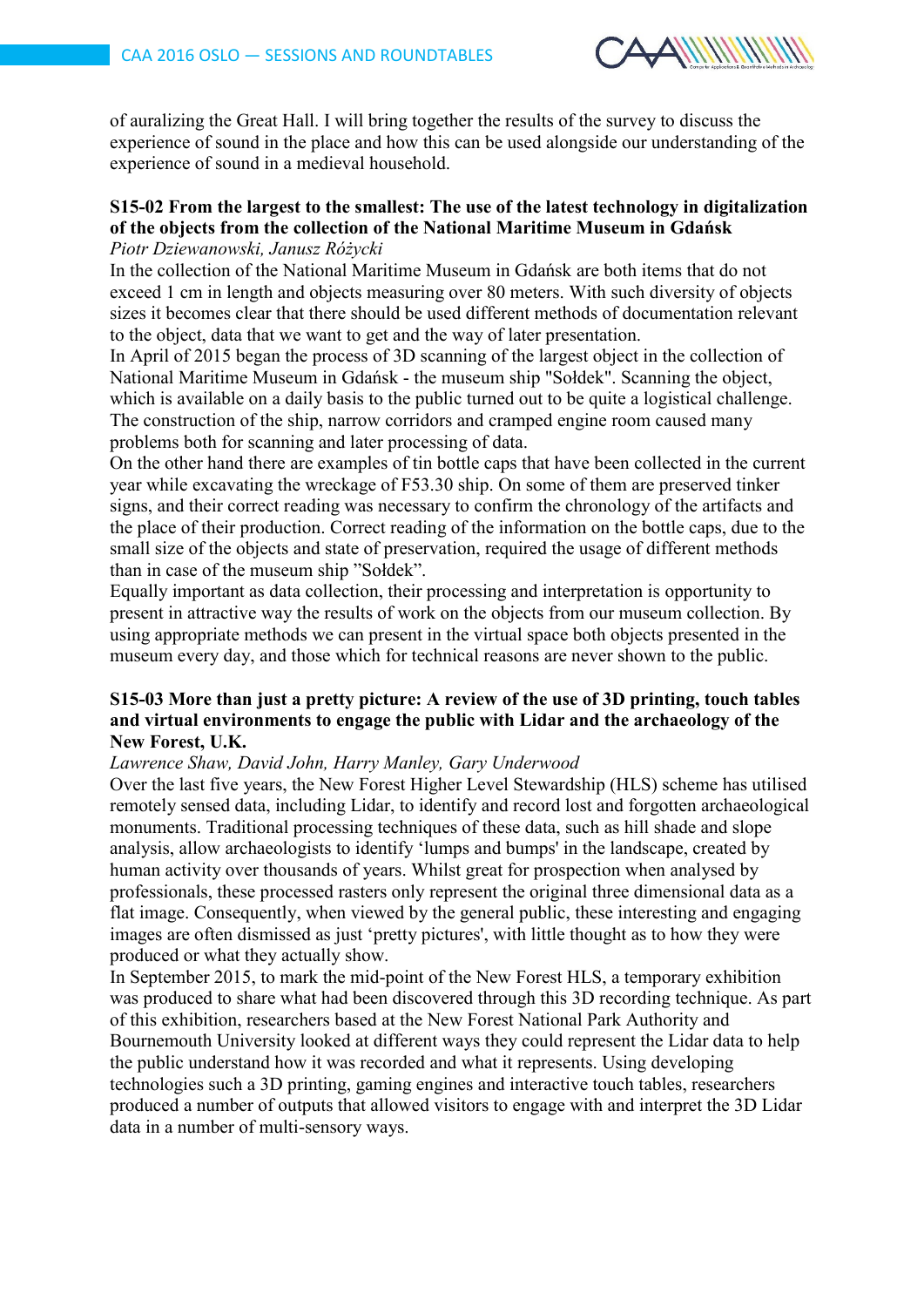of auralizing the Great Hall. I will bring together the results of the survey to discuss the experience of sound in the place and how this can be used alongside our understanding of the experience of sound in a medieval household.

### S15-02 From the largest to the smallest: The use of the latest technology in digitalization of the objects from the collection of the National Maritime Museum in Gdańsk

*Piotr Dziewanowski, Janusz Różycki*

In the collection of the National Maritime Museum in Gdańsk are both items that do not exceed 1 cm in length and objects measuring over 80 meters. With such diversity of objects sizes it becomes clear that there should be used different methods of documentation relevant to the object, data that we want to get and the way of later presentation.

In April of 2015 began the process of 3D scanning of the largest object in the collection of National Maritime Museum in Gdańsk - the museum ship "Sołdek". Scanning the object, which is available on a daily basis to the public turned out to be quite a logistical challenge. The construction of the ship, narrow corridors and cramped engine room caused many problems both for scanning and later processing of data.

On the other hand there are examples of tin bottle caps that have been collected in the current year while excavating the wreckage of F53.30 ship. On some of them are preserved tinker signs, and their correct reading was necessary to confirm the chronology of the artifacts and the place of their production. Correct reading of the information on the bottle caps, due to the small size of the objects and state of preservation, required the usage of different methods than in case of the museum ship "Sołdek".

Equally important as data collection, their processing and interpretation is opportunity to present in attractive way the results of work on the objects from our museum collection. By using appropriate methods we can present in the virtual space both objects presented in the museum every day, and those which for technical reasons are never shown to the public.

### S15-03 More than just a pretty picture: A review of the use of 3D printing, touch tables and virtual environments to engage the public with Lidar and the archaeology of the New Forest, U.K.

*Lawrence Shaw, David John, Harry Manley, Gary Underwood*

Over the last five years, the New Forest Higher Level Stewardship (HLS) scheme has utilised remotely sensed data, including Lidar, to identify and record lost and forgotten archaeological monuments. Traditional processing techniques of these data, such as hill shade and slope analysis, allow archaeologists to identify 'lumps and bumps' in the landscape, created by human activity over thousands of years. Whilst great for prospection when analysed by professionals, these processed rasters only represent the original three dimensional data as a flat image. Consequently, when viewed by the general public, these interesting and engaging images are often dismissed as just 'pretty pictures', with little thought as to how they were produced or what they actually show.

In September 2015, to mark the mid-point of the New Forest HLS, a temporary exhibition was produced to share what had been discovered through this 3D recording technique. As part of this exhibition, researchers based at the New Forest National Park Authority and Bournemouth University looked at different ways they could represent the Lidar data to help the public understand how it was recorded and what it represents. Using developing technologies such a 3D printing, gaming engines and interactive touch tables, researchers produced a number of outputs that allowed visitors to engage with and interpret the 3D Lidar data in a number of multi-sensory ways.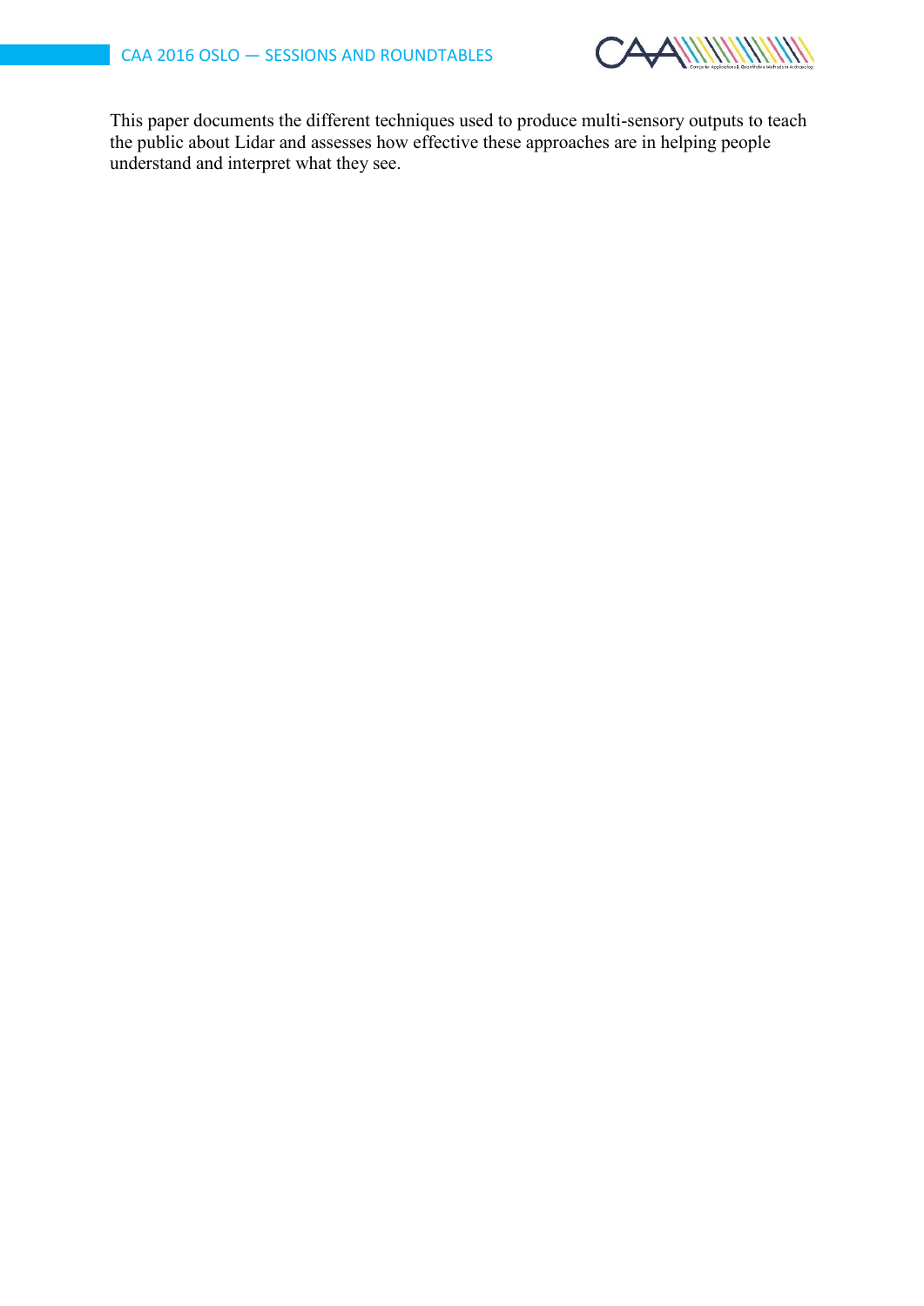This paper documents the different techniques used to produce multi-sensory outputs to teach the public about Lidar and assesses how effective these approaches are in helping people understand and interpret what they see.